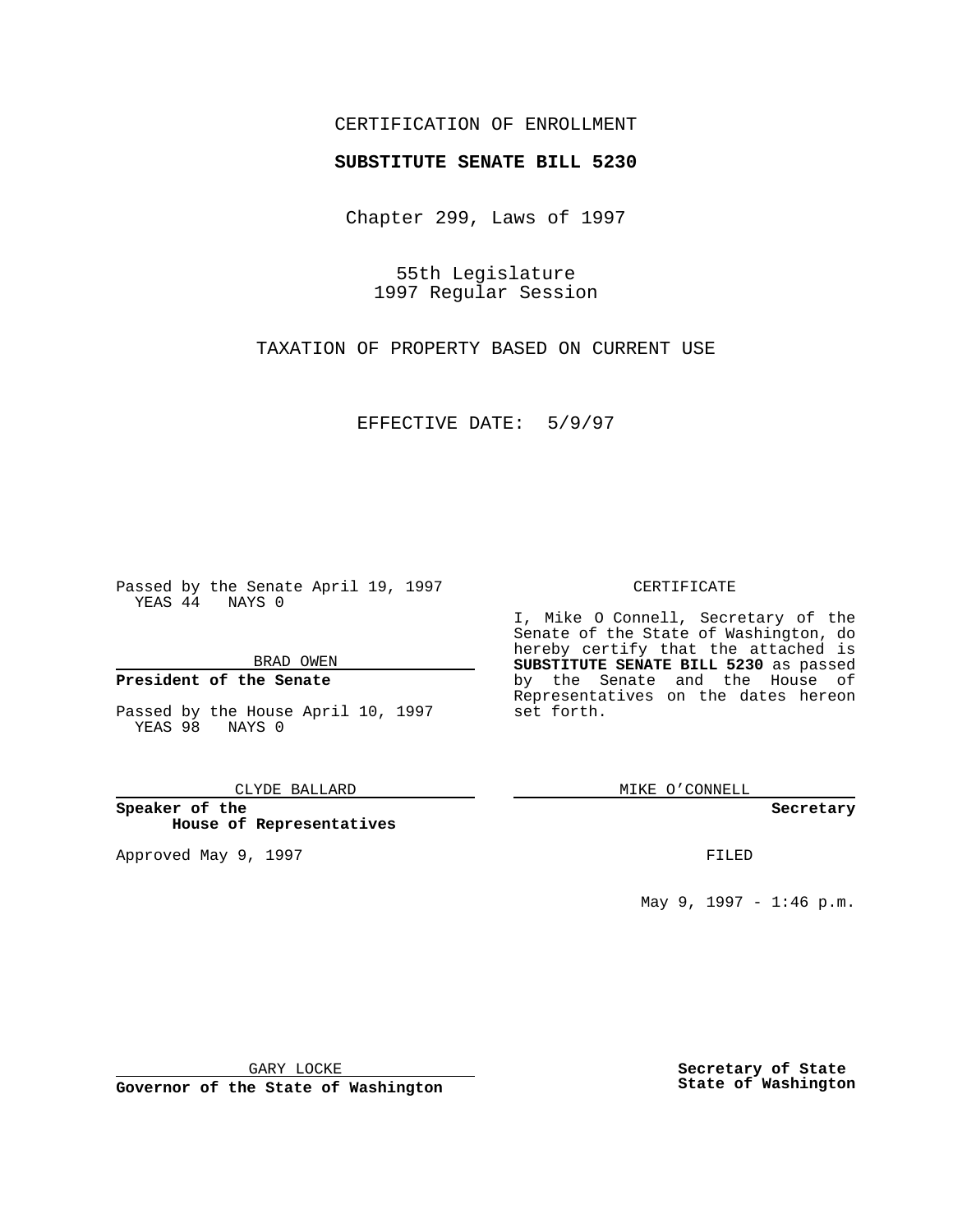CERTIFICATION OF ENROLLMENT

**SUBSTITUTE SENATE BILL 5230**

Chapter 299, Laws of 1997

55th Legislature
1997 Regular Session

TAXATION OF PROPERTY BASED ON CURRENT USE

EFFECTIVE DATE: 5/9/97

Passed by the Senate April 19, 1997
YEAS 44 NAYS 0

BRAD OWEN

**President of the Senate**

Passed by the House April 10, 1997
YEAS 98 NAYS 0

CLYDE BALLARD

**Speaker of the House of Representatives**

Approved May 9, 1997

GARY LOCKE

**Governor of the State of Washington**

CERTIFICATE

I, Mike O Connell, Secretary of the Senate of the State of Washington, do hereby certify that the attached is **SUBSTITUTE SENATE BILL 5230** as passed by the Senate and the House of Representatives on the dates hereon set forth.

MIKE O'CONNELL

**Secretary**

FILED

May 9, 1997 - 1:46 p.m.

**Secretary of State**
**State of Washington**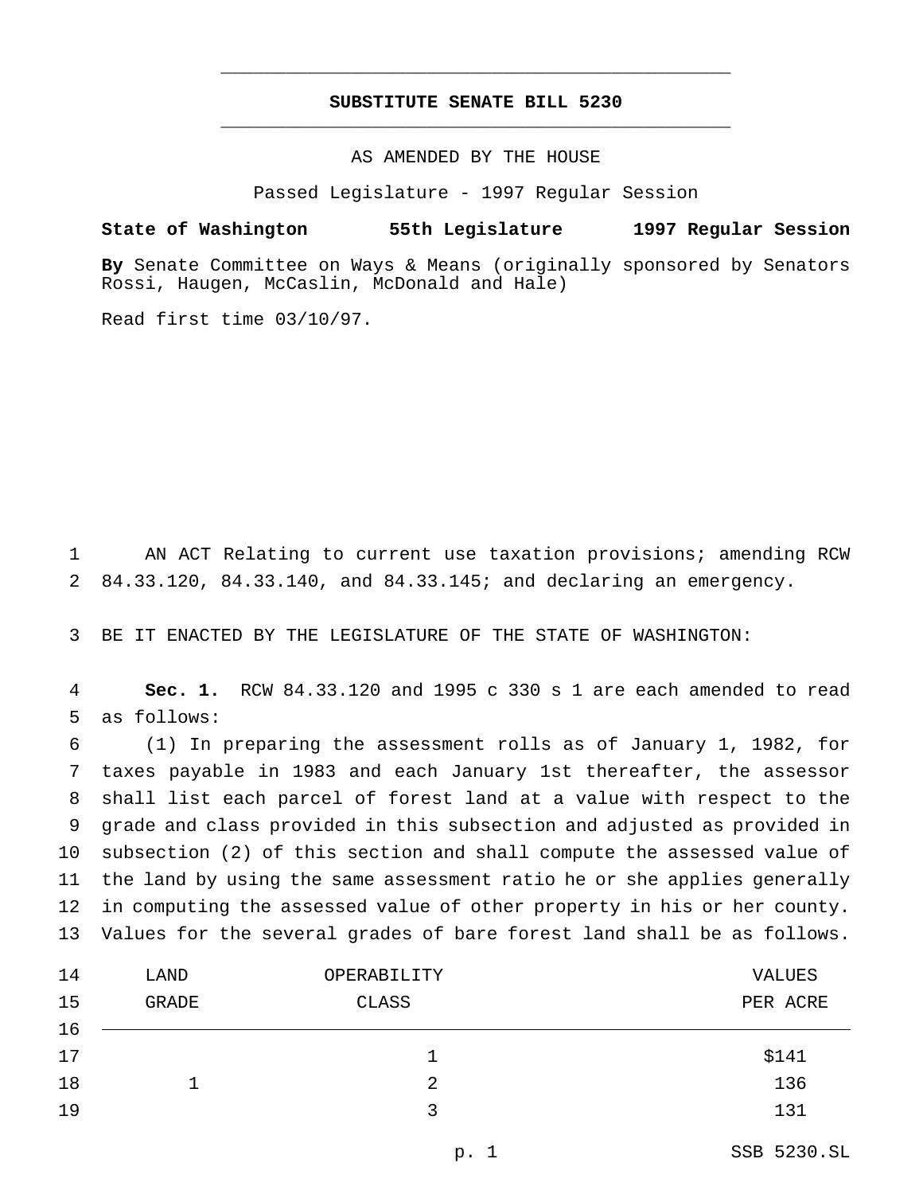## SUBSTITUTE SENATE BILL 5230

AS AMENDED BY THE HOUSE

Passed Legislature - 1997 Regular Session

**State of Washington 55th Legislature 1997 Regular Session**

**By** Senate Committee on Ways & Means (originally sponsored by Senators Rossi, Haugen, McCaslin, McDonald and Hale)

Read first time 03/10/97.

AN ACT Relating to current use taxation provisions; amending RCW 84.33.120, 84.33.140, and 84.33.145; and declaring an emergency.

BE IT ENACTED BY THE LEGISLATURE OF THE STATE OF WASHINGTON:

**Sec. 1.** RCW 84.33.120 and 1995 c 330 s 1 are each amended to read as follows:

(1) In preparing the assessment rolls as of January 1, 1982, for taxes payable in 1983 and each January 1st thereafter, the assessor shall list each parcel of forest land at a value with respect to the grade and class provided in this subsection and adjusted as provided in subsection (2) of this section and shall compute the assessed value of the land by using the same assessment ratio he or she applies generally in computing the assessed value of other property in his or her county. Values for the several grades of bare forest land shall be as follows.

| LAND GRADE | OPERABILITY CLASS | VALUES PER ACRE |
|---|---|---|
| | 1 | $141 |
| 1 | 2 | 136 |
| | 3 | 131 |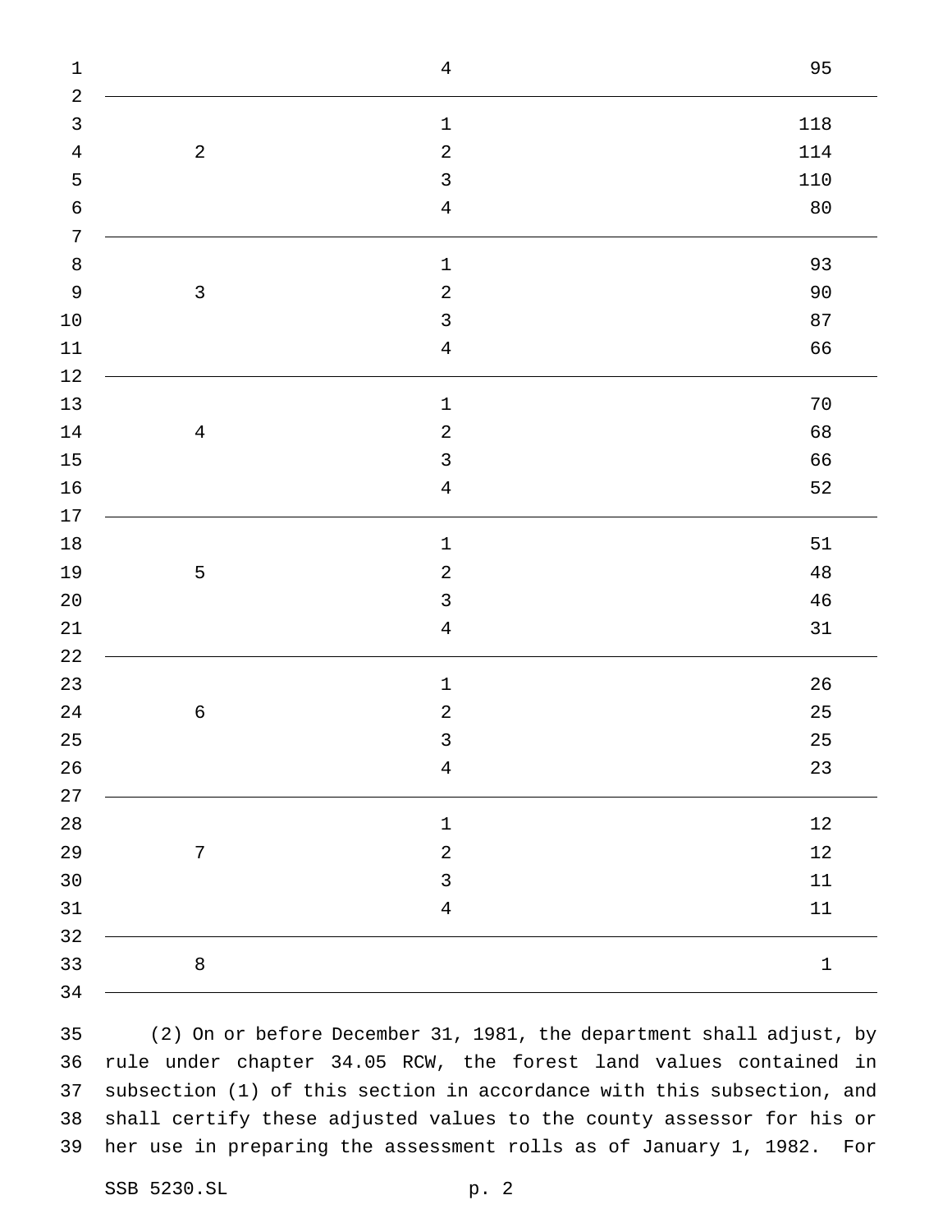| | | |
|---|---|---|
| | 4 | 95 |
| | 1 | 118 |
| 2 | 2 | 114 |
| | 3 | 110 |
| | 4 | 80 |
| | 1 | 93 |
| 3 | 2 | 90 |
| | 3 | 87 |
| | 4 | 66 |
| | 1 | 70 |
| 4 | 2 | 68 |
| | 3 | 66 |
| | 4 | 52 |
| | 1 | 51 |
| 5 | 2 | 48 |
| | 3 | 46 |
| | 4 | 31 |
| | 1 | 26 |
| 6 | 2 | 25 |
| | 3 | 25 |
| | 4 | 23 |
| | 1 | 12 |
| 7 | 2 | 12 |
| | 3 | 11 |
| | 4 | 11 |
| 8 | | 1 |

(2) On or before December 31, 1981, the department shall adjust, by rule under chapter 34.05 RCW, the forest land values contained in subsection (1) of this section in accordance with this subsection, and shall certify these adjusted values to the county assessor for his or her use in preparing the assessment rolls as of January 1, 1982. For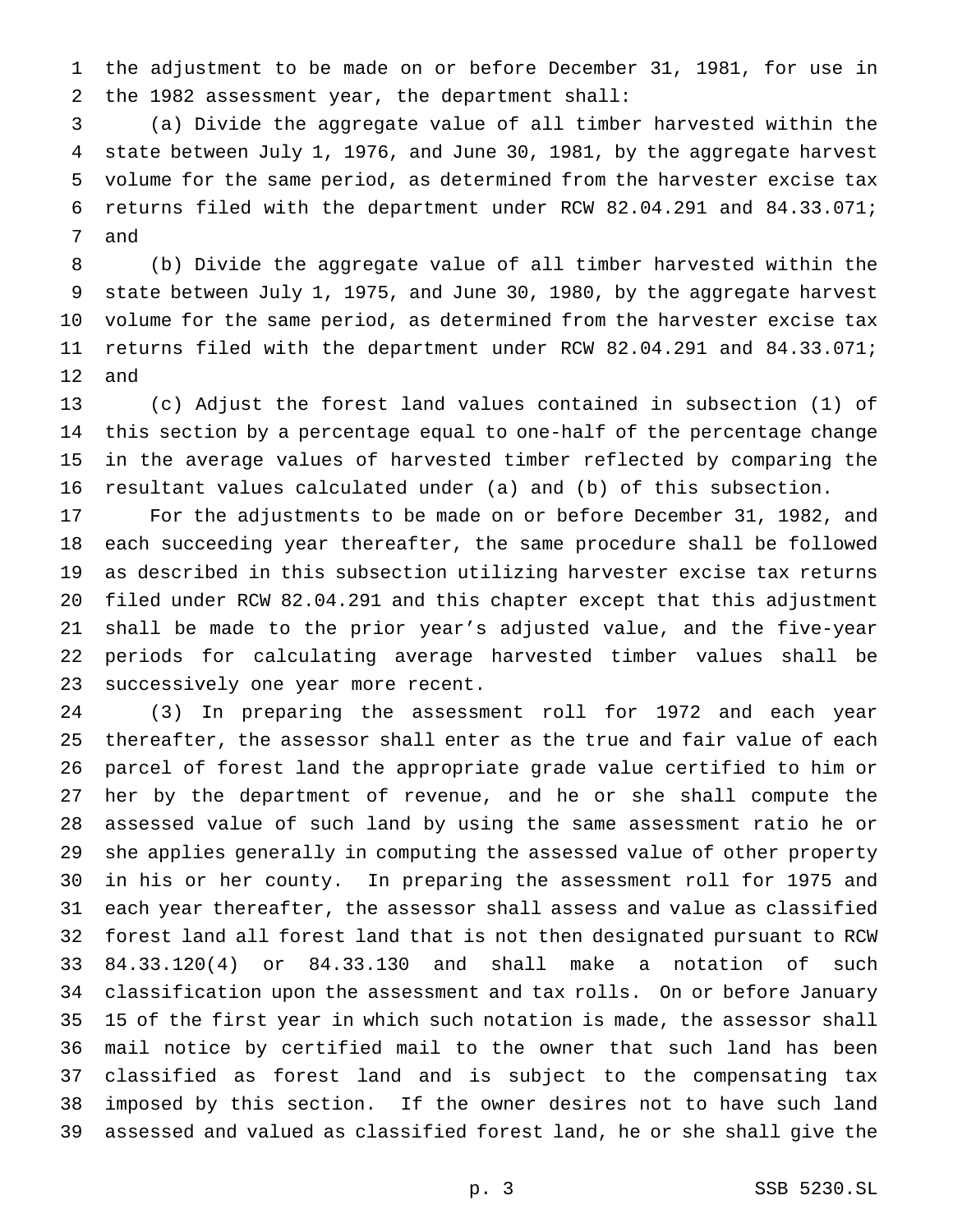the adjustment to be made on or before December 31, 1981, for use in the 1982 assessment year, the department shall:

(a) Divide the aggregate value of all timber harvested within the state between July 1, 1976, and June 30, 1981, by the aggregate harvest volume for the same period, as determined from the harvester excise tax returns filed with the department under RCW 82.04.291 and 84.33.071; and

(b) Divide the aggregate value of all timber harvested within the state between July 1, 1975, and June 30, 1980, by the aggregate harvest volume for the same period, as determined from the harvester excise tax returns filed with the department under RCW 82.04.291 and 84.33.071; and

(c) Adjust the forest land values contained in subsection (1) of this section by a percentage equal to one-half of the percentage change in the average values of harvested timber reflected by comparing the resultant values calculated under (a) and (b) of this subsection.

For the adjustments to be made on or before December 31, 1982, and each succeeding year thereafter, the same procedure shall be followed as described in this subsection utilizing harvester excise tax returns filed under RCW 82.04.291 and this chapter except that this adjustment shall be made to the prior year's adjusted value, and the five-year periods for calculating average harvested timber values shall be successively one year more recent.

(3) In preparing the assessment roll for 1972 and each year thereafter, the assessor shall enter as the true and fair value of each parcel of forest land the appropriate grade value certified to him or her by the department of revenue, and he or she shall compute the assessed value of such land by using the same assessment ratio he or she applies generally in computing the assessed value of other property in his or her county. In preparing the assessment roll for 1975 and each year thereafter, the assessor shall assess and value as classified forest land all forest land that is not then designated pursuant to RCW 84.33.120(4) or 84.33.130 and shall make a notation of such classification upon the assessment and tax rolls. On or before January 15 of the first year in which such notation is made, the assessor shall mail notice by certified mail to the owner that such land has been classified as forest land and is subject to the compensating tax imposed by this section. If the owner desires not to have such land assessed and valued as classified forest land, he or she shall give the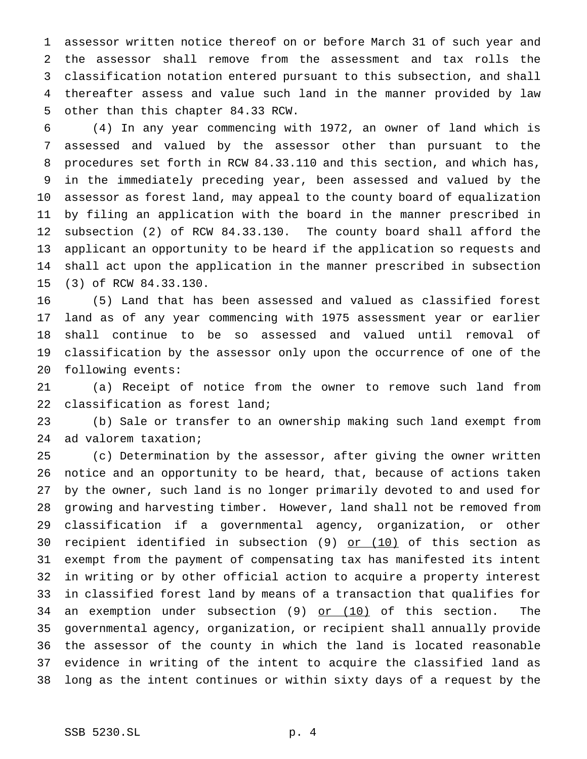assessor written notice thereof on or before March 31 of such year and the assessor shall remove from the assessment and tax rolls the classification notation entered pursuant to this subsection, and shall thereafter assess and value such land in the manner provided by law other than this chapter 84.33 RCW.

(4) In any year commencing with 1972, an owner of land which is assessed and valued by the assessor other than pursuant to the procedures set forth in RCW 84.33.110 and this section, and which has, in the immediately preceding year, been assessed and valued by the assessor as forest land, may appeal to the county board of equalization by filing an application with the board in the manner prescribed in subsection (2) of RCW 84.33.130. The county board shall afford the applicant an opportunity to be heard if the application so requests and shall act upon the application in the manner prescribed in subsection (3) of RCW 84.33.130.

(5) Land that has been assessed and valued as classified forest land as of any year commencing with 1975 assessment year or earlier shall continue to be so assessed and valued until removal of classification by the assessor only upon the occurrence of one of the following events:

(a) Receipt of notice from the owner to remove such land from classification as forest land;

(b) Sale or transfer to an ownership making such land exempt from ad valorem taxation;

(c) Determination by the assessor, after giving the owner written notice and an opportunity to be heard, that, because of actions taken by the owner, such land is no longer primarily devoted to and used for growing and harvesting timber. However, land shall not be removed from classification if a governmental agency, organization, or other recipient identified in subsection (9) <u>or (10)</u> of this section as exempt from the payment of compensating tax has manifested its intent in writing or by other official action to acquire a property interest in classified forest land by means of a transaction that qualifies for an exemption under subsection (9) <u>or (10)</u> of this section. The governmental agency, organization, or recipient shall annually provide the assessor of the county in which the land is located reasonable evidence in writing of the intent to acquire the classified land as long as the intent continues or within sixty days of a request by the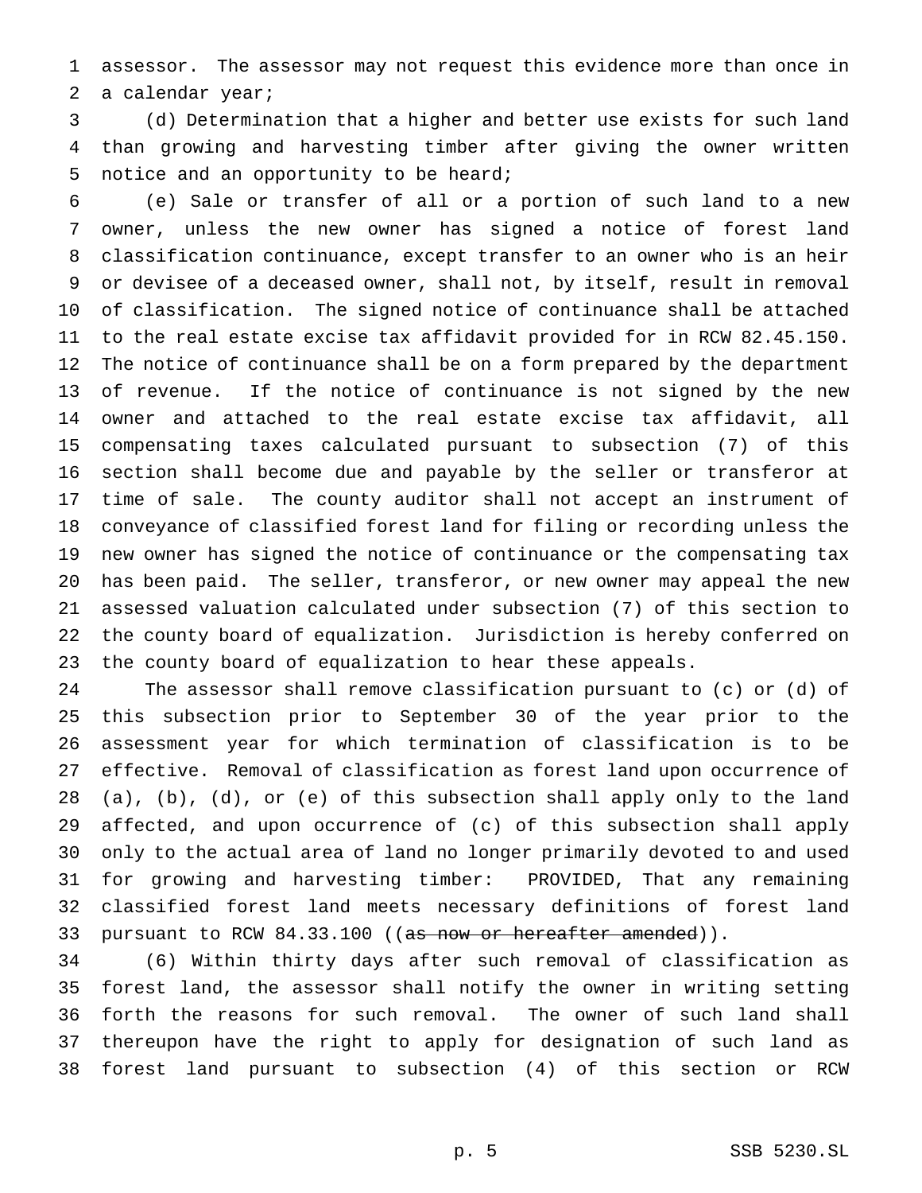assessor. The assessor may not request this evidence more than once in a calendar year;

(d) Determination that a higher and better use exists for such land than growing and harvesting timber after giving the owner written notice and an opportunity to be heard;

(e) Sale or transfer of all or a portion of such land to a new owner, unless the new owner has signed a notice of forest land classification continuance, except transfer to an owner who is an heir or devisee of a deceased owner, shall not, by itself, result in removal of classification. The signed notice of continuance shall be attached to the real estate excise tax affidavit provided for in RCW 82.45.150. The notice of continuance shall be on a form prepared by the department of revenue. If the notice of continuance is not signed by the new owner and attached to the real estate excise tax affidavit, all compensating taxes calculated pursuant to subsection (7) of this section shall become due and payable by the seller or transferor at time of sale. The county auditor shall not accept an instrument of conveyance of classified forest land for filing or recording unless the new owner has signed the notice of continuance or the compensating tax has been paid. The seller, transferor, or new owner may appeal the new assessed valuation calculated under subsection (7) of this section to the county board of equalization. Jurisdiction is hereby conferred on the county board of equalization to hear these appeals.

The assessor shall remove classification pursuant to (c) or (d) of this subsection prior to September 30 of the year prior to the assessment year for which termination of classification is to be effective. Removal of classification as forest land upon occurrence of (a), (b), (d), or (e) of this subsection shall apply only to the land affected, and upon occurrence of (c) of this subsection shall apply only to the actual area of land no longer primarily devoted to and used for growing and harvesting timber: PROVIDED, That any remaining classified forest land meets necessary definitions of forest land pursuant to RCW 84.33.100 ((~~as now or hereafter amended~~)).

(6) Within thirty days after such removal of classification as forest land, the assessor shall notify the owner in writing setting forth the reasons for such removal. The owner of such land shall thereupon have the right to apply for designation of such land as forest land pursuant to subsection (4) of this section or RCW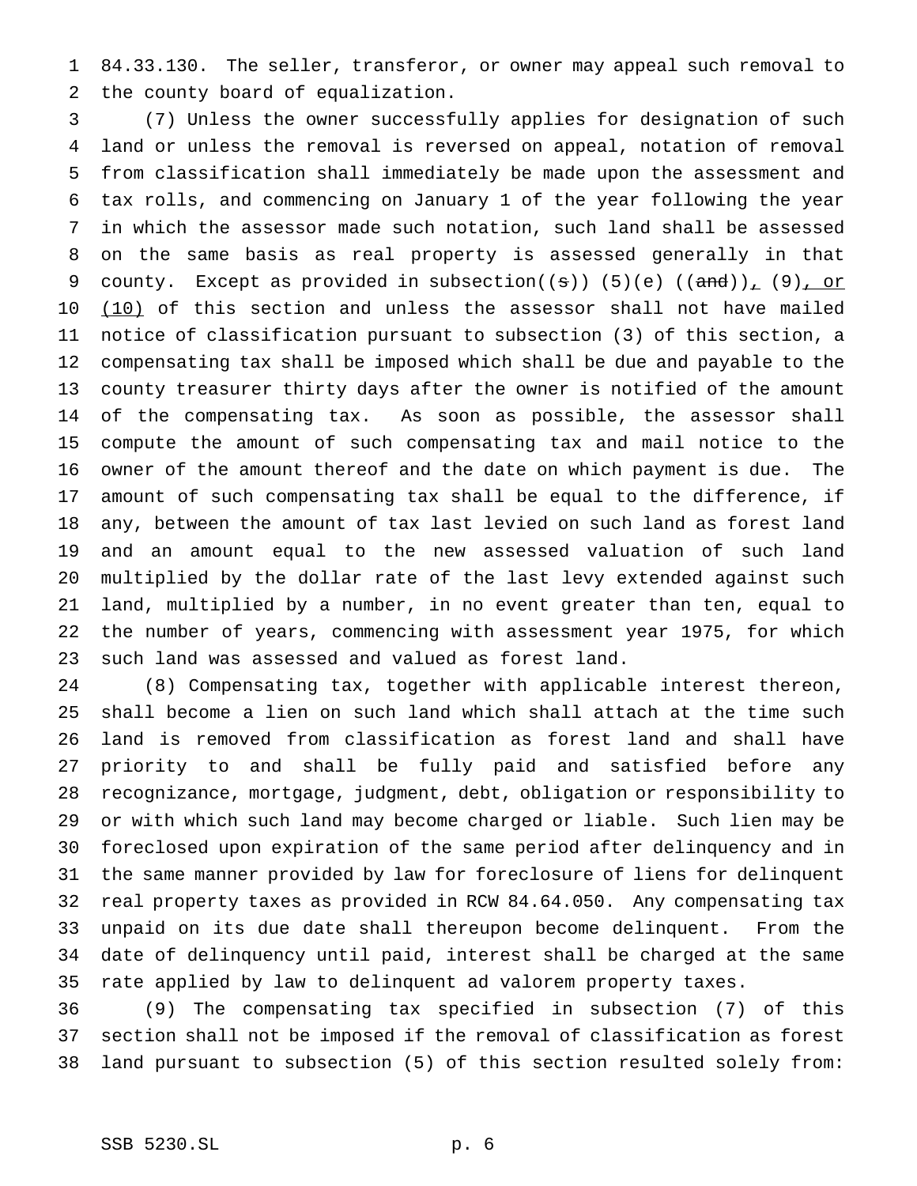84.33.130. The seller, transferor, or owner may appeal such removal to the county board of equalization.

(7) Unless the owner successfully applies for designation of such land or unless the removal is reversed on appeal, notation of removal from classification shall immediately be made upon the assessment and tax rolls, and commencing on January 1 of the year following the year in which the assessor made such notation, such land shall be assessed on the same basis as real property is assessed generally in that county. Except as provided in subsection((s)) (5)(e) ((and)), (9), or (10) of this section and unless the assessor shall not have mailed notice of classification pursuant to subsection (3) of this section, a compensating tax shall be imposed which shall be due and payable to the county treasurer thirty days after the owner is notified of the amount of the compensating tax. As soon as possible, the assessor shall compute the amount of such compensating tax and mail notice to the owner of the amount thereof and the date on which payment is due. The amount of such compensating tax shall be equal to the difference, if any, between the amount of tax last levied on such land as forest land and an amount equal to the new assessed valuation of such land multiplied by the dollar rate of the last levy extended against such land, multiplied by a number, in no event greater than ten, equal to the number of years, commencing with assessment year 1975, for which such land was assessed and valued as forest land.

(8) Compensating tax, together with applicable interest thereon, shall become a lien on such land which shall attach at the time such land is removed from classification as forest land and shall have priority to and shall be fully paid and satisfied before any recognizance, mortgage, judgment, debt, obligation or responsibility to or with which such land may become charged or liable. Such lien may be foreclosed upon expiration of the same period after delinquency and in the same manner provided by law for foreclosure of liens for delinquent real property taxes as provided in RCW 84.64.050. Any compensating tax unpaid on its due date shall thereupon become delinquent. From the date of delinquency until paid, interest shall be charged at the same rate applied by law to delinquent ad valorem property taxes.

(9) The compensating tax specified in subsection (7) of this section shall not be imposed if the removal of classification as forest land pursuant to subsection (5) of this section resulted solely from: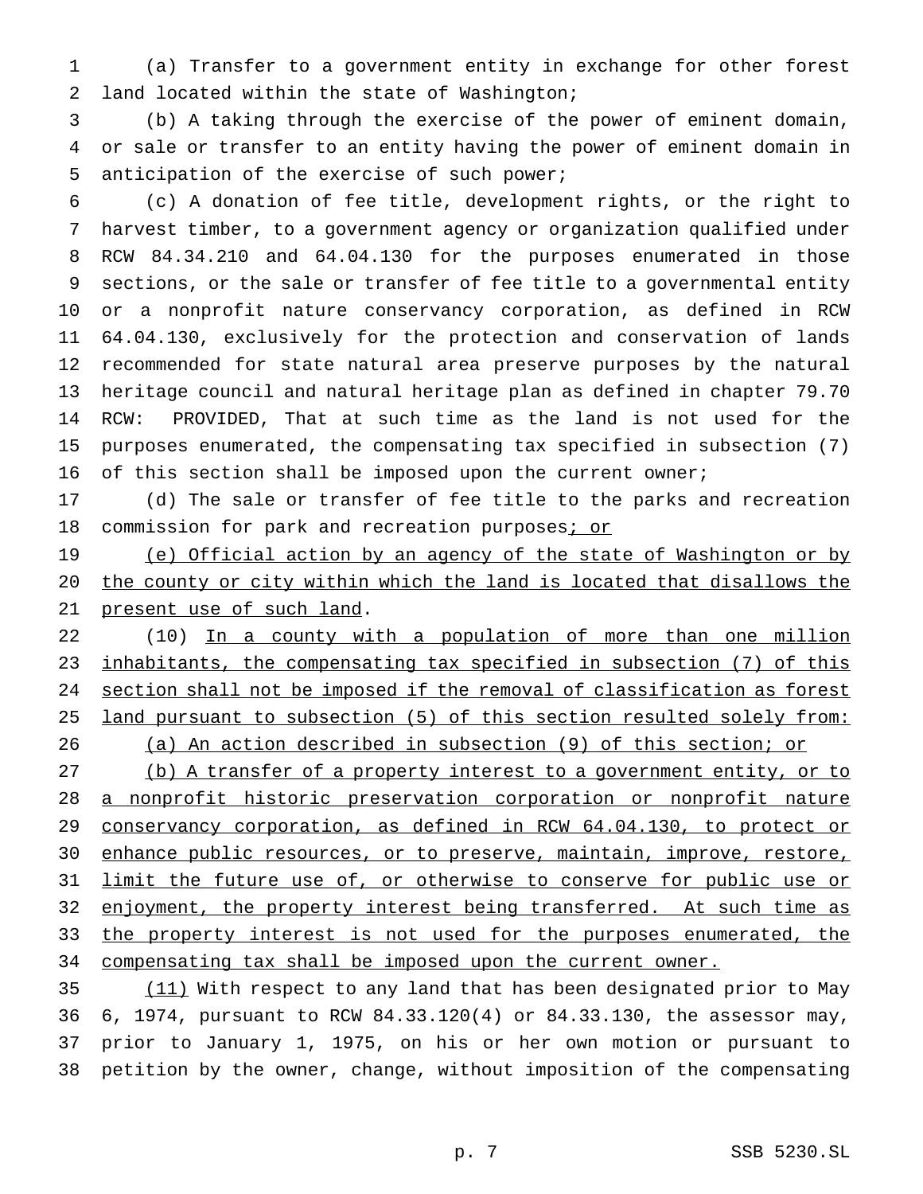(a) Transfer to a government entity in exchange for other forest land located within the state of Washington;

(b) A taking through the exercise of the power of eminent domain, or sale or transfer to an entity having the power of eminent domain in anticipation of the exercise of such power;

(c) A donation of fee title, development rights, or the right to harvest timber, to a government agency or organization qualified under RCW 84.34.210 and 64.04.130 for the purposes enumerated in those sections, or the sale or transfer of fee title to a governmental entity or a nonprofit nature conservancy corporation, as defined in RCW 64.04.130, exclusively for the protection and conservation of lands recommended for state natural area preserve purposes by the natural heritage council and natural heritage plan as defined in chapter 79.70 RCW: PROVIDED, That at such time as the land is not used for the purposes enumerated, the compensating tax specified in subsection (7) of this section shall be imposed upon the current owner;

(d) The sale or transfer of fee title to the parks and recreation commission for park and recreation purposes; or

(e) Official action by an agency of the state of Washington or by the county or city within which the land is located that disallows the present use of such land.

(10) In a county with a population of more than one million inhabitants, the compensating tax specified in subsection (7) of this section shall not be imposed if the removal of classification as forest land pursuant to subsection (5) of this section resulted solely from:

(a) An action described in subsection (9) of this section; or

(b) A transfer of a property interest to a government entity, or to a nonprofit historic preservation corporation or nonprofit nature conservancy corporation, as defined in RCW 64.04.130, to protect or enhance public resources, or to preserve, maintain, improve, restore, limit the future use of, or otherwise to conserve for public use or enjoyment, the property interest being transferred. At such time as the property interest is not used for the purposes enumerated, the compensating tax shall be imposed upon the current owner.

(11) With respect to any land that has been designated prior to May 6, 1974, pursuant to RCW 84.33.120(4) or 84.33.130, the assessor may, prior to January 1, 1975, on his or her own motion or pursuant to petition by the owner, change, without imposition of the compensating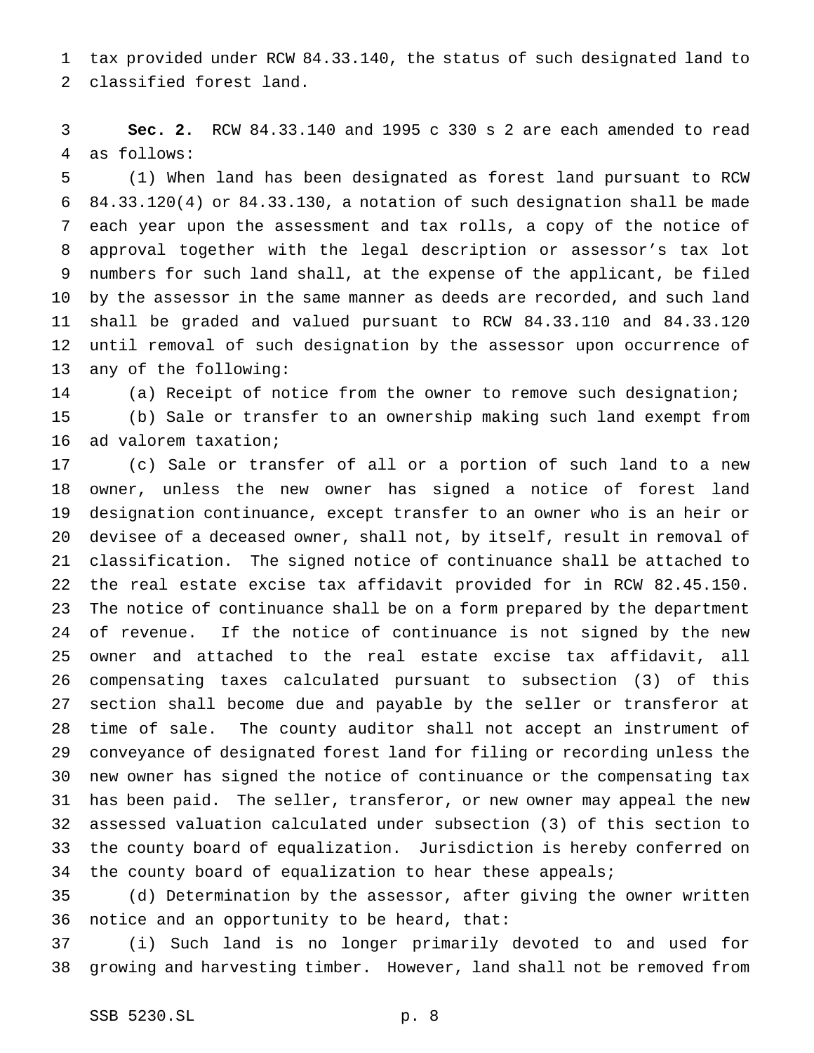tax provided under RCW 84.33.140, the status of such designated land to classified forest land.

**Sec. 2.** RCW 84.33.140 and 1995 c 330 s 2 are each amended to read as follows:

(1) When land has been designated as forest land pursuant to RCW 84.33.120(4) or 84.33.130, a notation of such designation shall be made each year upon the assessment and tax rolls, a copy of the notice of approval together with the legal description or assessor's tax lot numbers for such land shall, at the expense of the applicant, be filed by the assessor in the same manner as deeds are recorded, and such land shall be graded and valued pursuant to RCW 84.33.110 and 84.33.120 until removal of such designation by the assessor upon occurrence of any of the following:

(a) Receipt of notice from the owner to remove such designation;

(b) Sale or transfer to an ownership making such land exempt from ad valorem taxation;

(c) Sale or transfer of all or a portion of such land to a new owner, unless the new owner has signed a notice of forest land designation continuance, except transfer to an owner who is an heir or devisee of a deceased owner, shall not, by itself, result in removal of classification. The signed notice of continuance shall be attached to the real estate excise tax affidavit provided for in RCW 82.45.150. The notice of continuance shall be on a form prepared by the department of revenue. If the notice of continuance is not signed by the new owner and attached to the real estate excise tax affidavit, all compensating taxes calculated pursuant to subsection (3) of this section shall become due and payable by the seller or transferor at time of sale. The county auditor shall not accept an instrument of conveyance of designated forest land for filing or recording unless the new owner has signed the notice of continuance or the compensating tax has been paid. The seller, transferor, or new owner may appeal the new assessed valuation calculated under subsection (3) of this section to the county board of equalization. Jurisdiction is hereby conferred on the county board of equalization to hear these appeals;

(d) Determination by the assessor, after giving the owner written notice and an opportunity to be heard, that:

(i) Such land is no longer primarily devoted to and used for growing and harvesting timber. However, land shall not be removed from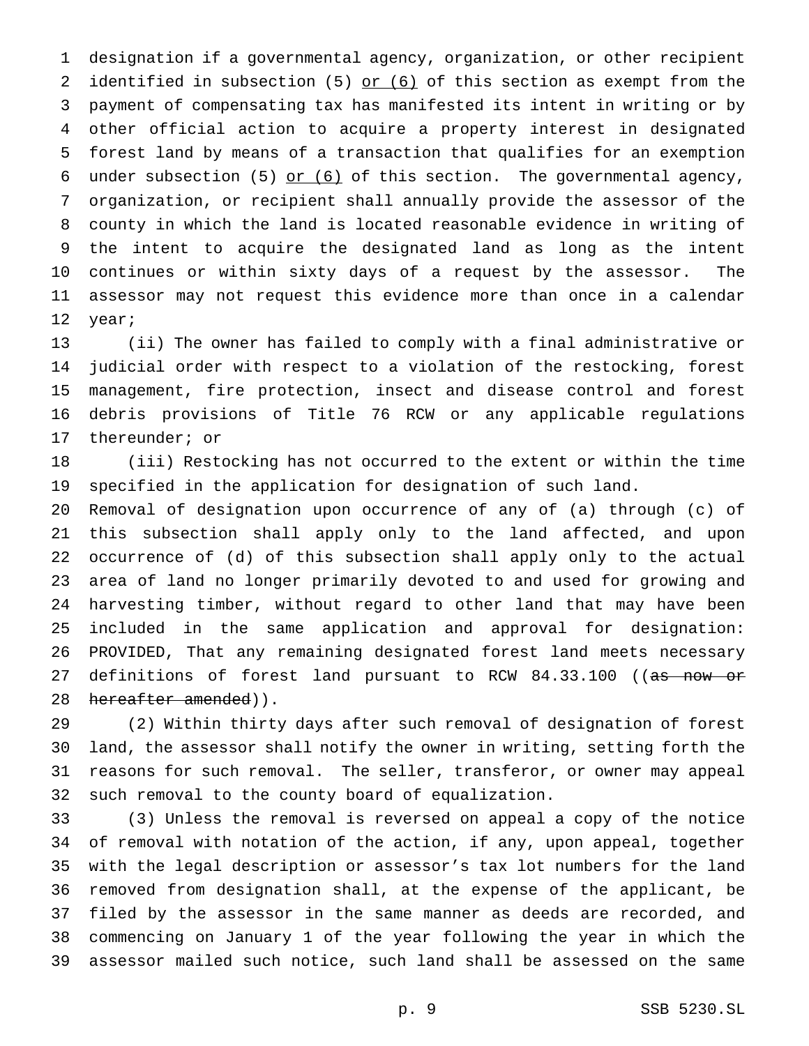designation if a governmental agency, organization, or other recipient identified in subsection (5) or (6) of this section as exempt from the payment of compensating tax has manifested its intent in writing or by other official action to acquire a property interest in designated forest land by means of a transaction that qualifies for an exemption under subsection (5) or (6) of this section. The governmental agency, organization, or recipient shall annually provide the assessor of the county in which the land is located reasonable evidence in writing of the intent to acquire the designated land as long as the intent continues or within sixty days of a request by the assessor. The assessor may not request this evidence more than once in a calendar year;

(ii) The owner has failed to comply with a final administrative or judicial order with respect to a violation of the restocking, forest management, fire protection, insect and disease control and forest debris provisions of Title 76 RCW or any applicable regulations thereunder; or

(iii) Restocking has not occurred to the extent or within the time specified in the application for designation of such land.

Removal of designation upon occurrence of any of (a) through (c) of this subsection shall apply only to the land affected, and upon occurrence of (d) of this subsection shall apply only to the actual area of land no longer primarily devoted to and used for growing and harvesting timber, without regard to other land that may have been included in the same application and approval for designation: PROVIDED, That any remaining designated forest land meets necessary definitions of forest land pursuant to RCW 84.33.100 ((~~as now or hereafter amended~~)).

(2) Within thirty days after such removal of designation of forest land, the assessor shall notify the owner in writing, setting forth the reasons for such removal. The seller, transferor, or owner may appeal such removal to the county board of equalization.

(3) Unless the removal is reversed on appeal a copy of the notice of removal with notation of the action, if any, upon appeal, together with the legal description or assessor's tax lot numbers for the land removed from designation shall, at the expense of the applicant, be filed by the assessor in the same manner as deeds are recorded, and commencing on January 1 of the year following the year in which the assessor mailed such notice, such land shall be assessed on the same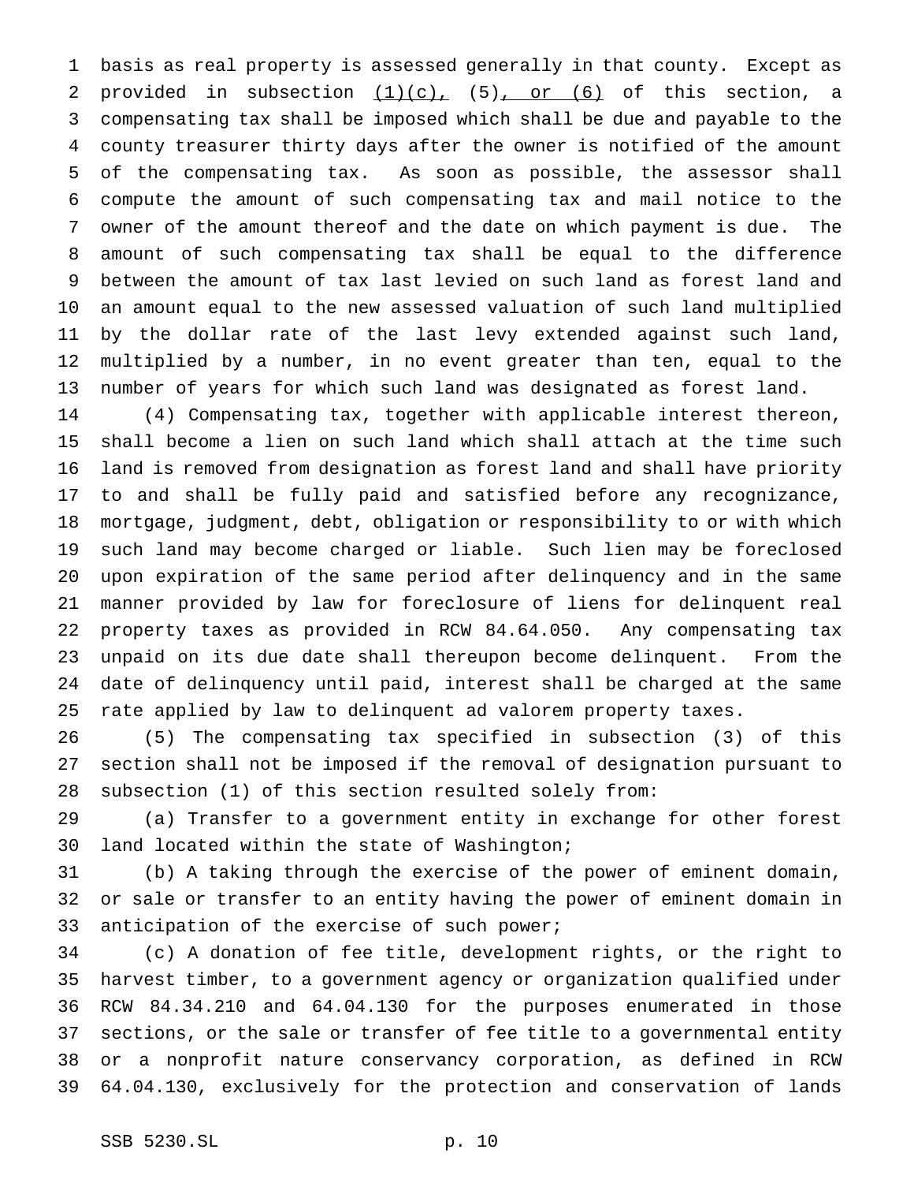basis as real property is assessed generally in that county. Except as provided in subsection (1)(c), (5), or (6) of this section, a compensating tax shall be imposed which shall be due and payable to the county treasurer thirty days after the owner is notified of the amount of the compensating tax. As soon as possible, the assessor shall compute the amount of such compensating tax and mail notice to the owner of the amount thereof and the date on which payment is due. The amount of such compensating tax shall be equal to the difference between the amount of tax last levied on such land as forest land and an amount equal to the new assessed valuation of such land multiplied by the dollar rate of the last levy extended against such land, multiplied by a number, in no event greater than ten, equal to the number of years for which such land was designated as forest land.

(4) Compensating tax, together with applicable interest thereon, shall become a lien on such land which shall attach at the time such land is removed from designation as forest land and shall have priority to and shall be fully paid and satisfied before any recognizance, mortgage, judgment, debt, obligation or responsibility to or with which such land may become charged or liable. Such lien may be foreclosed upon expiration of the same period after delinquency and in the same manner provided by law for foreclosure of liens for delinquent real property taxes as provided in RCW 84.64.050. Any compensating tax unpaid on its due date shall thereupon become delinquent. From the date of delinquency until paid, interest shall be charged at the same rate applied by law to delinquent ad valorem property taxes.

(5) The compensating tax specified in subsection (3) of this section shall not be imposed if the removal of designation pursuant to subsection (1) of this section resulted solely from:

(a) Transfer to a government entity in exchange for other forest land located within the state of Washington;

(b) A taking through the exercise of the power of eminent domain, or sale or transfer to an entity having the power of eminent domain in anticipation of the exercise of such power;

(c) A donation of fee title, development rights, or the right to harvest timber, to a government agency or organization qualified under RCW 84.34.210 and 64.04.130 for the purposes enumerated in those sections, or the sale or transfer of fee title to a governmental entity or a nonprofit nature conservancy corporation, as defined in RCW 64.04.130, exclusively for the protection and conservation of lands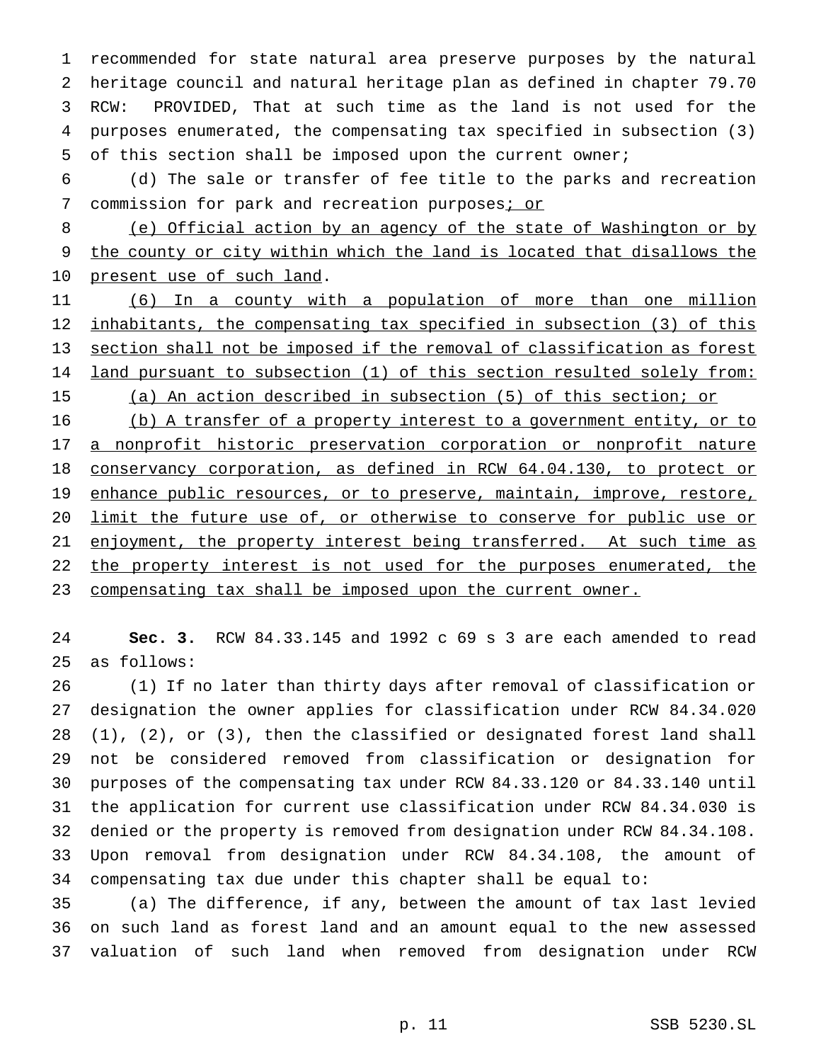recommended for state natural area preserve purposes by the natural heritage council and natural heritage plan as defined in chapter 79.70 RCW: PROVIDED, That at such time as the land is not used for the purposes enumerated, the compensating tax specified in subsection (3) of this section shall be imposed upon the current owner;

(d) The sale or transfer of fee title to the parks and recreation commission for park and recreation purposes; or

(e) Official action by an agency of the state of Washington or by the county or city within which the land is located that disallows the present use of such land.

(6) In a county with a population of more than one million inhabitants, the compensating tax specified in subsection (3) of this section shall not be imposed if the removal of classification as forest land pursuant to subsection (1) of this section resulted solely from:

(a) An action described in subsection (5) of this section; or

(b) A transfer of a property interest to a government entity, or to a nonprofit historic preservation corporation or nonprofit nature conservancy corporation, as defined in RCW 64.04.130, to protect or enhance public resources, or to preserve, maintain, improve, restore, limit the future use of, or otherwise to conserve for public use or enjoyment, the property interest being transferred. At such time as the property interest is not used for the purposes enumerated, the compensating tax shall be imposed upon the current owner.

**Sec. 3.** RCW 84.33.145 and 1992 c 69 s 3 are each amended to read as follows:

(1) If no later than thirty days after removal of classification or designation the owner applies for classification under RCW 84.34.020 (1), (2), or (3), then the classified or designated forest land shall not be considered removed from classification or designation for purposes of the compensating tax under RCW 84.33.120 or 84.33.140 until the application for current use classification under RCW 84.34.030 is denied or the property is removed from designation under RCW 84.34.108. Upon removal from designation under RCW 84.34.108, the amount of compensating tax due under this chapter shall be equal to:

(a) The difference, if any, between the amount of tax last levied on such land as forest land and an amount equal to the new assessed valuation of such land when removed from designation under RCW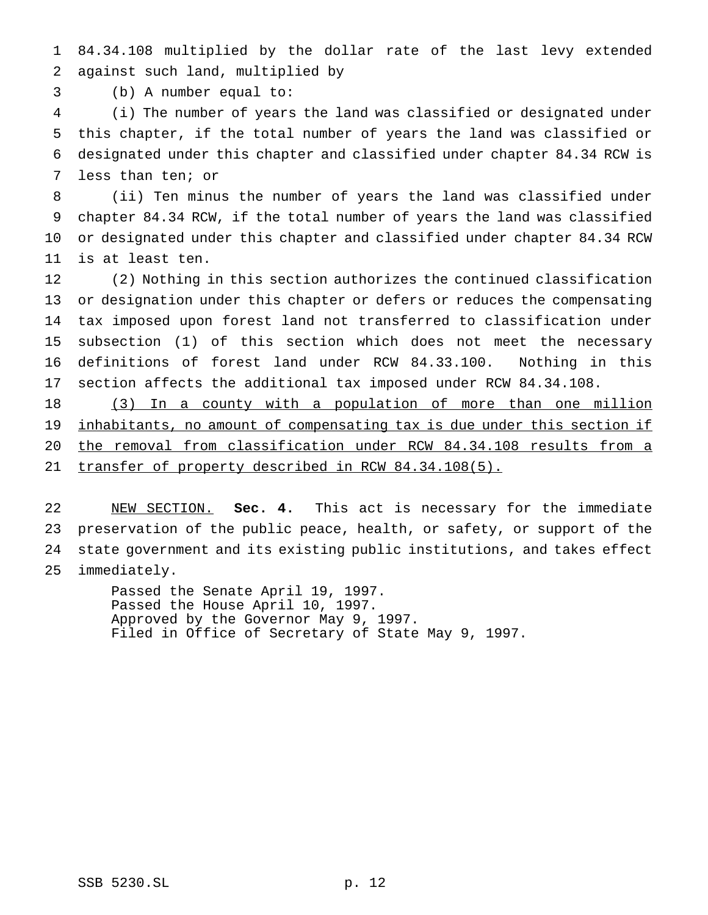84.34.108 multiplied by the dollar rate of the last levy extended against such land, multiplied by

(b) A number equal to:

(i) The number of years the land was classified or designated under this chapter, if the total number of years the land was classified or designated under this chapter and classified under chapter 84.34 RCW is less than ten; or

(ii) Ten minus the number of years the land was classified under chapter 84.34 RCW, if the total number of years the land was classified or designated under this chapter and classified under chapter 84.34 RCW is at least ten.

(2) Nothing in this section authorizes the continued classification or designation under this chapter or defers or reduces the compensating tax imposed upon forest land not transferred to classification under subsection (1) of this section which does not meet the necessary definitions of forest land under RCW 84.33.100. Nothing in this section affects the additional tax imposed under RCW 84.34.108.

<u>(3) In a county with a population of more than one million inhabitants, no amount of compensating tax is due under this section if the removal from classification under RCW 84.34.108 results from a transfer of property described in RCW 84.34.108(5).</u>

<u>NEW SECTION.</u> **Sec. 4.** This act is necessary for the immediate preservation of the public peace, health, or safety, or support of the state government and its existing public institutions, and takes effect immediately.

Passed the Senate April 19, 1997.
Passed the House April 10, 1997.
Approved by the Governor May 9, 1997.
Filed in Office of Secretary of State May 9, 1997.